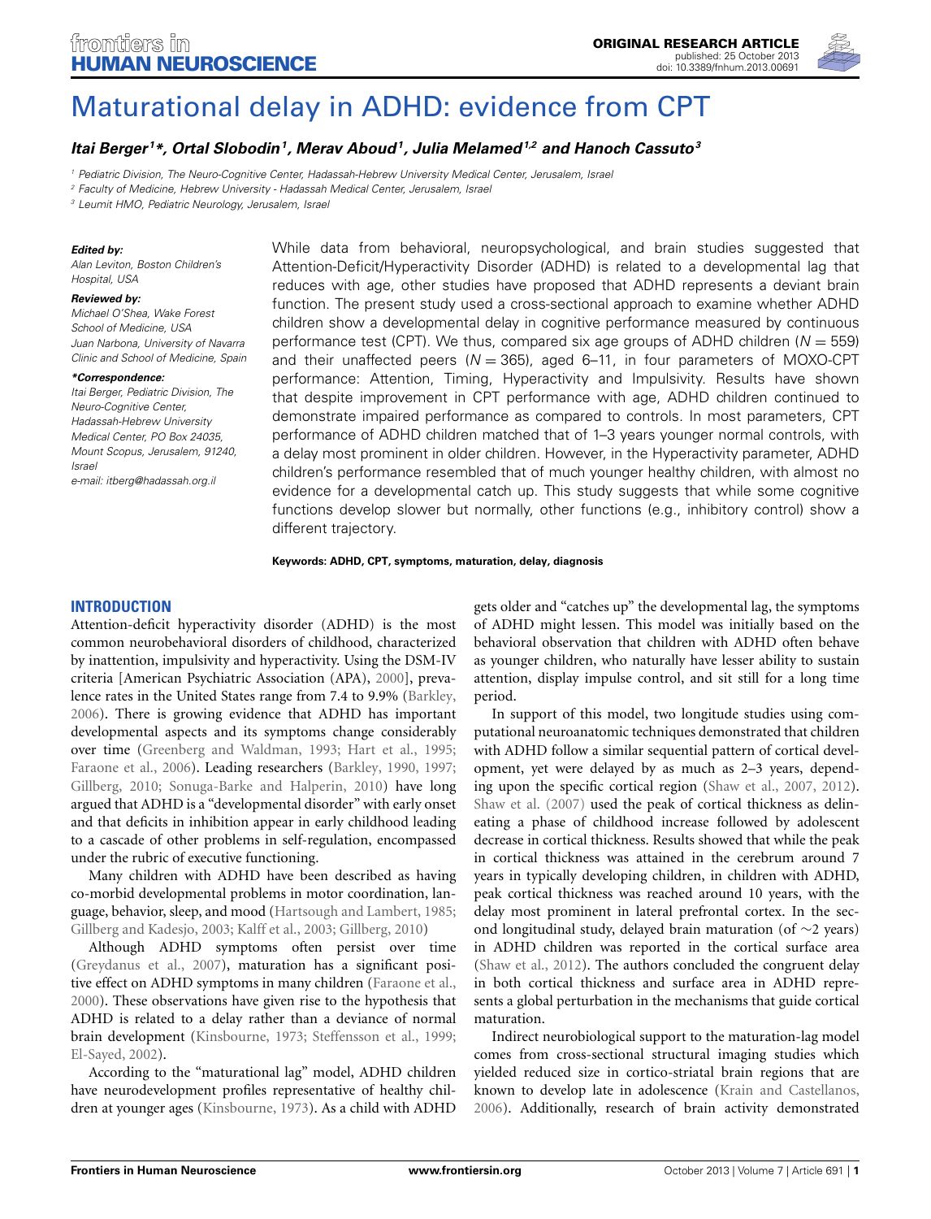# Maturational delay in ADHD: evidence from CPT

***Itai Berger[1]\*, Ortal Slobodin[1], Merav Aboud[1], Julia Melamed[1,2] and Hanoch Cassuto[3]***

[1] Pediatric Division, The Neuro-Cognitive Center, Hadassah-Hebrew University Medical Center, Jerusalem, Israel
[2] Faculty of Medicine, Hebrew University - Hadassah Medical Center, Jerusalem, Israel
[3] Leumit HMO, Pediatric Neurology, Jerusalem, Israel

***Edited by:***
*Alan Leviton, Boston Children's Hospital, USA*

***Reviewed by:***
*Michael O'Shea, Wake Forest School of Medicine, USA*
*Juan Narbona, University of Navarra Clinic and School of Medicine, Spain*

***\*Correspondence:***
*Itai Berger, Pediatric Division, The Neuro-Cognitive Center, Hadassah-Hebrew University Medical Center, PO Box 24035, Mount Scopus, Jerusalem, 91240, Israel*
*e-mail: itberg@hadassah.org.il*

While data from behavioral, neuropsychological, and brain studies suggested that Attention-Deficit/Hyperactivity Disorder (ADHD) is related to a developmental lag that reduces with age, other studies have proposed that ADHD represents a deviant brain function. The present study used a cross-sectional approach to examine whether ADHD children show a developmental delay in cognitive performance measured by continuous performance test (CPT). We thus, compared six age groups of ADHD children ($N = 559$) and their unaffected peers ($N = 365$), aged 6–11, in four parameters of MOXO-CPT performance: Attention, Timing, Hyperactivity and Impulsivity. Results have shown that despite improvement in CPT performance with age, ADHD children continued to demonstrate impaired performance as compared to controls. In most parameters, CPT performance of ADHD children matched that of 1–3 years younger normal controls, with a delay most prominent in older children. However, in the Hyperactivity parameter, ADHD children's performance resembled that of much younger healthy children, with almost no evidence for a developmental catch up. This study suggests that while some cognitive functions develop slower but normally, other functions (e.g., inhibitory control) show a different trajectory.

**Keywords: ADHD, CPT, symptoms, maturation, delay, diagnosis**

## INTRODUCTION

Attention-deficit hyperactivity disorder (ADHD) is the most common neurobehavioral disorders of childhood, characterized by inattention, impulsivity and hyperactivity. Using the DSM-IV criteria [American Psychiatric Association (APA), 2000], prevalence rates in the United States range from 7.4 to 9.9% (Barkley, 2006). There is growing evidence that ADHD has important developmental aspects and its symptoms change considerably over time (Greenberg and Waldman, 1993; Hart et al., 1995; Faraone et al., 2006). Leading researchers (Barkley, 1990, 1997; Gillberg, 2010; Sonuga-Barke and Halperin, 2010) have long argued that ADHD is a "developmental disorder" with early onset and that deficits in inhibition appear in early childhood leading to a cascade of other problems in self-regulation, encompassed under the rubric of executive functioning.

Many children with ADHD have been described as having co-morbid developmental problems in motor coordination, language, behavior, sleep, and mood (Hartsough and Lambert, 1985; Gillberg and Kadesjo, 2003; Kalff et al., 2003; Gillberg, 2010)

Although ADHD symptoms often persist over time (Greydanus et al., 2007), maturation has a significant positive effect on ADHD symptoms in many children (Faraone et al., 2000). These observations have given rise to the hypothesis that ADHD is related to a delay rather than a deviance of normal brain development (Kinsbourne, 1973; Steffensson et al., 1999; El-Sayed, 2002).

According to the "maturational lag" model, ADHD children have neurodevelopment profiles representative of healthy children at younger ages (Kinsbourne, 1973). As a child with ADHD gets older and "catches up" the developmental lag, the symptoms of ADHD might lessen. This model was initially based on the behavioral observation that children with ADHD often behave as younger children, who naturally have lesser ability to sustain attention, display impulse control, and sit still for a long time period.

In support of this model, two longitude studies using computational neuroanatomic techniques demonstrated that children with ADHD follow a similar sequential pattern of cortical development, yet were delayed by as much as 2–3 years, depending upon the specific cortical region (Shaw et al., 2007, 2012). Shaw et al. (2007) used the peak of cortical thickness as delineating a phase of childhood increase followed by adolescent decrease in cortical thickness. Results showed that while the peak in cortical thickness was attained in the cerebrum around 7 years in typically developing children, in children with ADHD, peak cortical thickness was reached around 10 years, with the delay most prominent in lateral prefrontal cortex. In the second longitudinal study, delayed brain maturation (of ~2 years) in ADHD children was reported in the cortical surface area (Shaw et al., 2012). The authors concluded the congruent delay in both cortical thickness and surface area in ADHD represents a global perturbation in the mechanisms that guide cortical maturation.

Indirect neurobiological support to the maturation-lag model comes from cross-sectional structural imaging studies which yielded reduced size in cortico-striatal brain regions that are known to develop late in adolescence (Krain and Castellanos, 2006). Additionally, research of brain activity demonstrated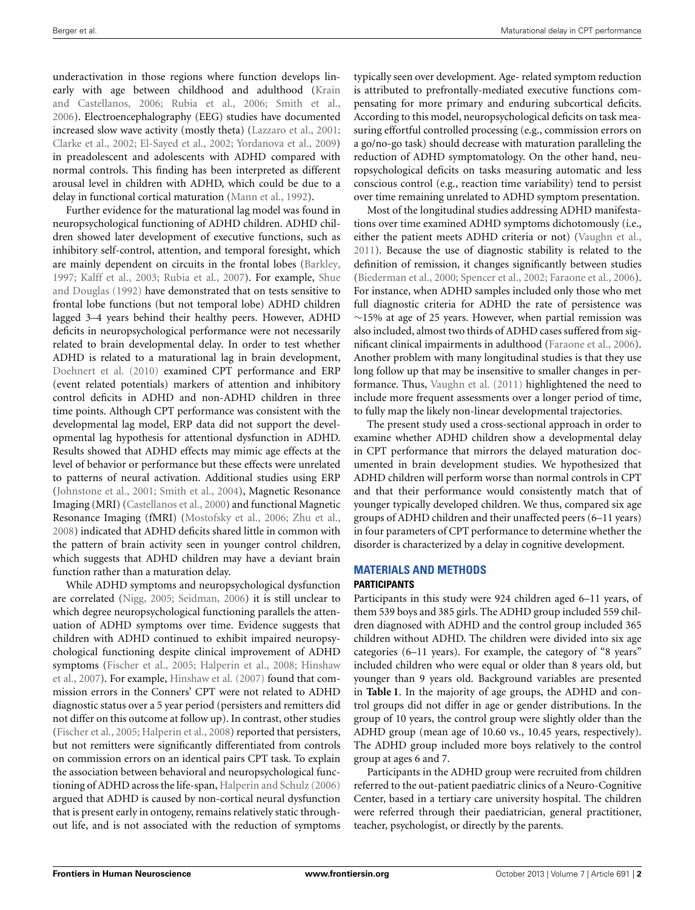underactivation in those regions where function develops linearly with age between childhood and adulthood (Krain and Castellanos, 2006; Rubia et al., 2006; Smith et al., 2006). Electroencephalography (EEG) studies have documented increased slow wave activity (mostly theta) (Lazzaro et al., 2001; Clarke et al., 2002; El-Sayed et al., 2002; Yordanova et al., 2009) in preadolescent and adolescents with ADHD compared with normal controls. This finding has been interpreted as different arousal level in children with ADHD, which could be due to a delay in functional cortical maturation (Mann et al., 1992).

Further evidence for the maturational lag model was found in neuropsychological functioning of ADHD children. ADHD children showed later development of executive functions, such as inhibitory self-control, attention, and temporal foresight, which are mainly dependent on circuits in the frontal lobes (Barkley, 1997; Kalff et al., 2003; Rubia et al., 2007). For example, Shue and Douglas (1992) have demonstrated that on tests sensitive to frontal lobe functions (but not temporal lobe) ADHD children lagged 3–4 years behind their healthy peers. However, ADHD deficits in neuropsychological performance were not necessarily related to brain developmental delay. In order to test whether ADHD is related to a maturational lag in brain development, Doehnert et al. (2010) examined CPT performance and ERP (event related potentials) markers of attention and inhibitory control deficits in ADHD and non-ADHD children in three time points. Although CPT performance was consistent with the developmental lag model, ERP data did not support the developmental lag hypothesis for attentional dysfunction in ADHD. Results showed that ADHD effects may mimic age effects at the level of behavior or performance but these effects were unrelated to patterns of neural activation. Additional studies using ERP (Johnstone et al., 2001; Smith et al., 2004), Magnetic Resonance Imaging (MRI) (Castellanos et al., 2000) and functional Magnetic Resonance Imaging (fMRI) (Mostofsky et al., 2006; Zhu et al., 2008) indicated that ADHD deficits shared little in common with the pattern of brain activity seen in younger control children, which suggests that ADHD children may have a deviant brain function rather than a maturation delay.

While ADHD symptoms and neuropsychological dysfunction are correlated (Nigg, 2005; Seidman, 2006) it is still unclear to which degree neuropsychological functioning parallels the attenuation of ADHD symptoms over time. Evidence suggests that children with ADHD continued to exhibit impaired neuropsychological functioning despite clinical improvement of ADHD symptoms (Fischer et al., 2005; Halperin et al., 2008; Hinshaw et al., 2007). For example, Hinshaw et al. (2007) found that commission errors in the Conners' CPT were not related to ADHD diagnostic status over a 5 year period (persisters and remitters did not differ on this outcome at follow up). In contrast, other studies (Fischer et al., 2005; Halperin et al., 2008) reported that persisters, but not remitters were significantly differentiated from controls on commission errors on an identical pairs CPT task. To explain the association between behavioral and neuropsychological functioning of ADHD across the life-span, Halperin and Schulz (2006) argued that ADHD is caused by non-cortical neural dysfunction that is present early in ontogeny, remains relatively static throughout life, and is not associated with the reduction of symptoms typically seen over development. Age- related symptom reduction is attributed to prefrontally-mediated executive functions compensating for more primary and enduring subcortical deficits. According to this model, neuropsychological deficits on task measuring effortful controlled processing (e.g., commission errors on a go/no-go task) should decrease with maturation paralleling the reduction of ADHD symptomatology. On the other hand, neuropsychological deficits on tasks measuring automatic and less conscious control (e.g., reaction time variability) tend to persist over time remaining unrelated to ADHD symptom presentation.

Most of the longitudinal studies addressing ADHD manifestations over time examined ADHD symptoms dichotomously (i.e., either the patient meets ADHD criteria or not) (Vaughn et al., 2011). Because the use of diagnostic stability is related to the definition of remission, it changes significantly between studies (Biederman et al., 2000; Spencer et al., 2002; Faraone et al., 2006). For instance, when ADHD samples included only those who met full diagnostic criteria for ADHD the rate of persistence was ~15% at age of 25 years. However, when partial remission was also included, almost two thirds of ADHD cases suffered from significant clinical impairments in adulthood (Faraone et al., 2006). Another problem with many longitudinal studies is that they use long follow up that may be insensitive to smaller changes in performance. Thus, Vaughn et al. (2011) highlightened the need to include more frequent assessments over a longer period of time, to fully map the likely non-linear developmental trajectories.

The present study used a cross-sectional approach in order to examine whether ADHD children show a developmental delay in CPT performance that mirrors the delayed maturation documented in brain development studies. We hypothesized that ADHD children will perform worse than normal controls in CPT and that their performance would consistently match that of younger typically developed children. We thus, compared six age groups of ADHD children and their unaffected peers (6–11 years) in four parameters of CPT performance to determine whether the disorder is characterized by a delay in cognitive development.

## MATERIALS AND METHODS

### PARTICIPANTS

Participants in this study were 924 children aged 6–11 years, of them 539 boys and 385 girls. The ADHD group included 559 children diagnosed with ADHD and the control group included 365 children without ADHD. The children were divided into six age categories (6–11 years). For example, the category of "8 years" included children who were equal or older than 8 years old, but younger than 9 years old. Background variables are presented in **Table 1**. In the majority of age groups, the ADHD and control groups did not differ in age or gender distributions. In the group of 10 years, the control group were slightly older than the ADHD group (mean age of 10.60 vs., 10.45 years, respectively). The ADHD group included more boys relatively to the control group at ages 6 and 7.

Participants in the ADHD group were recruited from children referred to the out-patient paediatric clinics of a Neuro-Cognitive Center, based in a tertiary care university hospital. The children were referred through their paediatrician, general practitioner, teacher, psychologist, or directly by the parents.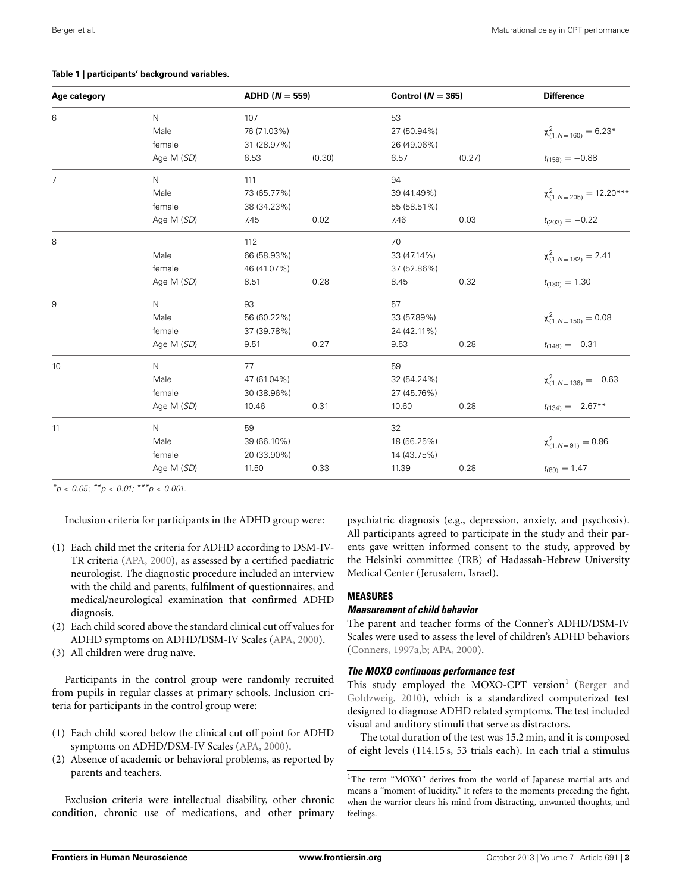**Table 1 | participants' background variables.**

| Age category | | ADHD ($N = 559$) | | Control ($N = 365$) | | Difference |
|---|---|---|---|---|---|---|
| 6 | N | 107 | | 53 | | |
| | Male | 76 (71.03%) | | 27 (50.94%) | | $\chi^2_{(1, N=160)} = 6.23^{*}$ |
| | female | 31 (28.97%) | | 26 (49.06%) | | |
| | Age M (*SD*) | 6.53 | (0.30) | 6.57 | (0.27) | $t_{(158)} = -0.88$ |
| 7 | N | 111 | | 94 | | |
| | Male | 73 (65.77%) | | 39 (41.49%) | | $\chi^2_{(1, N=205)} = 12.20^{***}$ |
| | female | 38 (34.23%) | | 55 (58.51%) | | |
| | Age M (*SD*) | 7.45 | 0.02 | 7.46 | 0.03 | $t_{(203)} = -0.22$ |
| 8 | | 112 | | 70 | | |
| | Male | 66 (58.93%) | | 33 (47.14%) | | $\chi^2_{(1, N=182)} = 2.41$ |
| | female | 46 (41.07%) | | 37 (52.86%) | | |
| | Age M (*SD*) | 8.51 | 0.28 | 8.45 | 0.32 | $t_{(180)} = 1.30$ |
| 9 | N | 93 | | 57 | | |
| | Male | 56 (60.22%) | | 33 (57.89%) | | $\chi^2_{(1, N=150)} = 0.08$ |
| | female | 37 (39.78%) | | 24 (42.11%) | | |
| | Age M (*SD*) | 9.51 | 0.27 | 9.53 | 0.28 | $t_{(148)} = -0.31$ |
| 10 | N | 77 | | 59 | | |
| | Male | 47 (61.04%) | | 32 (54.24%) | | $\chi^2_{(1, N=136)} = -0.63$ |
| | female | 30 (38.96%) | | 27 (45.76%) | | |
| | Age M (*SD*) | 10.46 | 0.31 | 10.60 | 0.28 | $t_{(134)} = -2.67^{**}$ |
| 11 | N | 59 | | 32 | | |
| | Male | 39 (66.10%) | | 18 (56.25%) | | $\chi^2_{(1, N=91)} = 0.86$ |
| | female | 20 (33.90%) | | 14 (43.75%) | | |
| | Age M (*SD*) | 11.50 | 0.33 | 11.39 | 0.28 | $t_{(89)} = 1.47$ |

$^{*}p < 0.05$; $^{**}p < 0.01$; $^{***}p < 0.001$.

Inclusion criteria for participants in the ADHD group were:

(1) Each child met the criteria for ADHD according to DSM-IV-TR criteria (APA, 2000), as assessed by a certified paediatric neurologist. The diagnostic procedure included an interview with the child and parents, fulfilment of questionnaires, and medical/neurological examination that confirmed ADHD diagnosis.
(2) Each child scored above the standard clinical cut off values for ADHD symptoms on ADHD/DSM-IV Scales (APA, 2000).
(3) All children were drug naïve.

Participants in the control group were randomly recruited from pupils in regular classes at primary schools. Inclusion criteria for participants in the control group were:

(1) Each child scored below the clinical cut off point for ADHD symptoms on ADHD/DSM-IV Scales (APA, 2000).
(2) Absence of academic or behavioral problems, as reported by parents and teachers.

Exclusion criteria were intellectual disability, other chronic condition, chronic use of medications, and other primary psychiatric diagnosis (e.g., depression, anxiety, and psychosis). All participants agreed to participate in the study and their parents gave written informed consent to the study, approved by the Helsinki committee (IRB) of Hadassah-Hebrew University Medical Center (Jerusalem, Israel).

## MEASURES

### *Measurement of child behavior*

The parent and teacher forms of the Conner's ADHD/DSM-IV Scales were used to assess the level of children's ADHD behaviors (Conners, 1997a,b; APA, 2000).

### *The MOXO continuous performance test*

This study employed the MOXO-CPT version[1] (Berger and Goldzweig, 2010), which is a standardized computerized test designed to diagnose ADHD related symptoms. The test included visual and auditory stimuli that serve as distractors.

The total duration of the test was 15.2 min, and it is composed of eight levels (114.15 s, 53 trials each). In each trial a stimulus

[1]The term "MOXO" derives from the world of Japanese martial arts and means a "moment of lucidity." It refers to the moments preceding the fight, when the warrior clears his mind from distracting, unwanted thoughts, and feelings.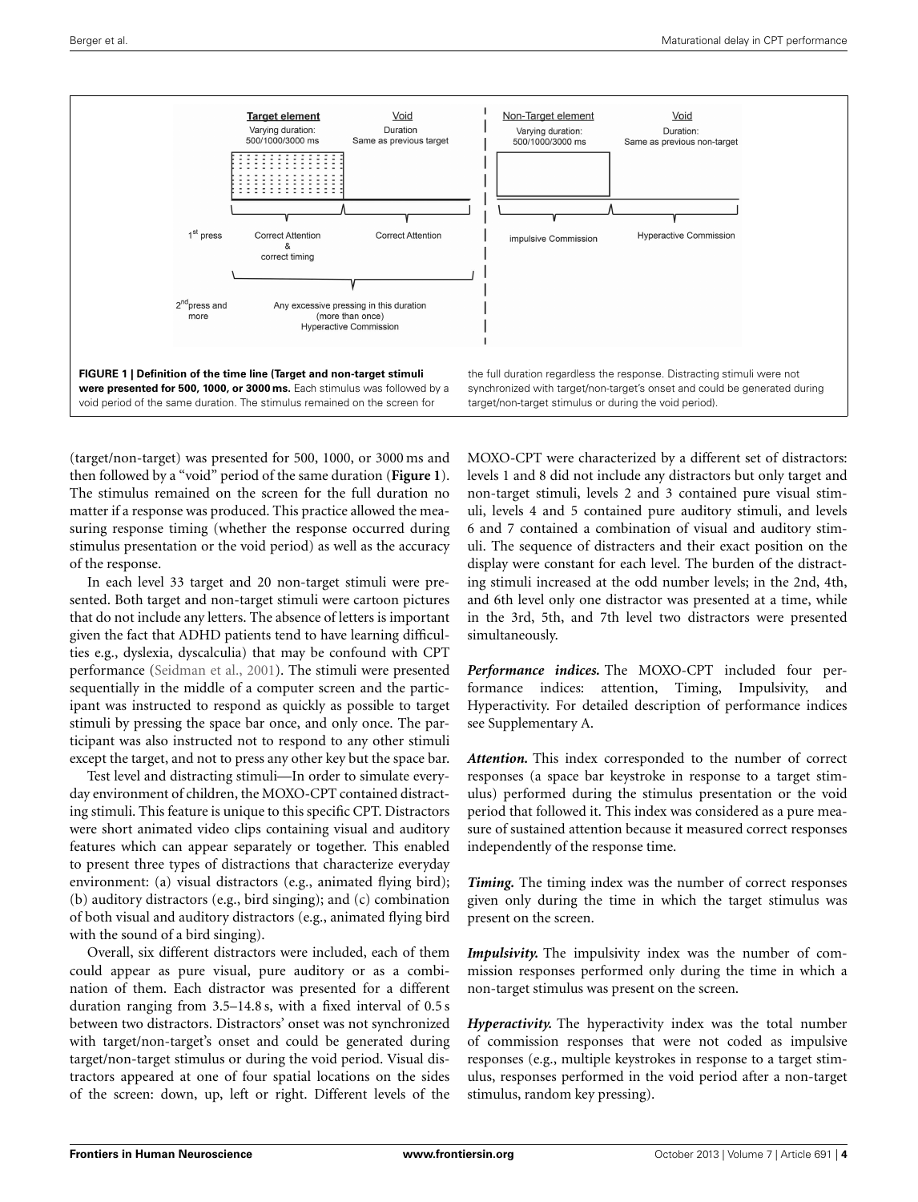**FIGURE 1 | Definition of the time line (Target and non-target stimuli were presented for 500, 1000, or 3000 ms.** Each stimulus was followed by a void period of the same duration. The stimulus remained on the screen for the full duration regardless the response. Distracting stimuli were not synchronized with target/non-target's onset and could be generated during target/non-target stimulus or during the void period).

(target/non-target) was presented for 500, 1000, or 3000 ms and then followed by a "void" period of the same duration (**Figure 1**). The stimulus remained on the screen for the full duration no matter if a response was produced. This practice allowed the measuring response timing (whether the response occurred during stimulus presentation or the void period) as well as the accuracy of the response.

In each level 33 target and 20 non-target stimuli were presented. Both target and non-target stimuli were cartoon pictures that do not include any letters. The absence of letters is important given the fact that ADHD patients tend to have learning difficulties e.g., dyslexia, dyscalculia) that may be confound with CPT performance (Seidman et al., 2001). The stimuli were presented sequentially in the middle of a computer screen and the participant was instructed to respond as quickly as possible to target stimuli by pressing the space bar once, and only once. The participant was also instructed not to respond to any other stimuli except the target, and not to press any other key but the space bar.

Test level and distracting stimuli—In order to simulate everyday environment of children, the MOXO-CPT contained distracting stimuli. This feature is unique to this specific CPT. Distractors were short animated video clips containing visual and auditory features which can appear separately or together. This enabled to present three types of distractions that characterize everyday environment: (a) visual distractors (e.g., animated flying bird); (b) auditory distractors (e.g., bird singing); and (c) combination of both visual and auditory distractors (e.g., animated flying bird with the sound of a bird singing).

Overall, six different distractors were included, each of them could appear as pure visual, pure auditory or as a combination of them. Each distractor was presented for a different duration ranging from 3.5–14.8 s, with a fixed interval of 0.5 s between two distractors. Distractors' onset was not synchronized with target/non-target's onset and could be generated during target/non-target stimulus or during the void period. Visual distractors appeared at one of four spatial locations on the sides of the screen: down, up, left or right. Different levels of the MOXO-CPT were characterized by a different set of distractors: levels 1 and 8 did not include any distractors but only target and non-target stimuli, levels 2 and 3 contained pure visual stimuli, levels 4 and 5 contained pure auditory stimuli, and levels 6 and 7 contained a combination of visual and auditory stimuli. The sequence of distracters and their exact position on the display were constant for each level. The burden of the distracting stimuli increased at the odd number levels; in the 2nd, 4th, and 6th level only one distractor was presented at a time, while in the 3rd, 5th, and 7th level two distractors were presented simultaneously.

***Performance indices.*** The MOXO-CPT included four performance indices: attention, Timing, Impulsivity, and Hyperactivity. For detailed description of performance indices see Supplementary A.

***Attention.*** This index corresponded to the number of correct responses (a space bar keystroke in response to a target stimulus) performed during the stimulus presentation or the void period that followed it. This index was considered as a pure measure of sustained attention because it measured correct responses independently of the response time.

***Timing.*** The timing index was the number of correct responses given only during the time in which the target stimulus was present on the screen.

***Impulsivity.*** The impulsivity index was the number of commission responses performed only during the time in which a non-target stimulus was present on the screen.

***Hyperactivity.*** The hyperactivity index was the total number of commission responses that were not coded as impulsive responses (e.g., multiple keystrokes in response to a target stimulus, responses performed in the void period after a non-target stimulus, random key pressing).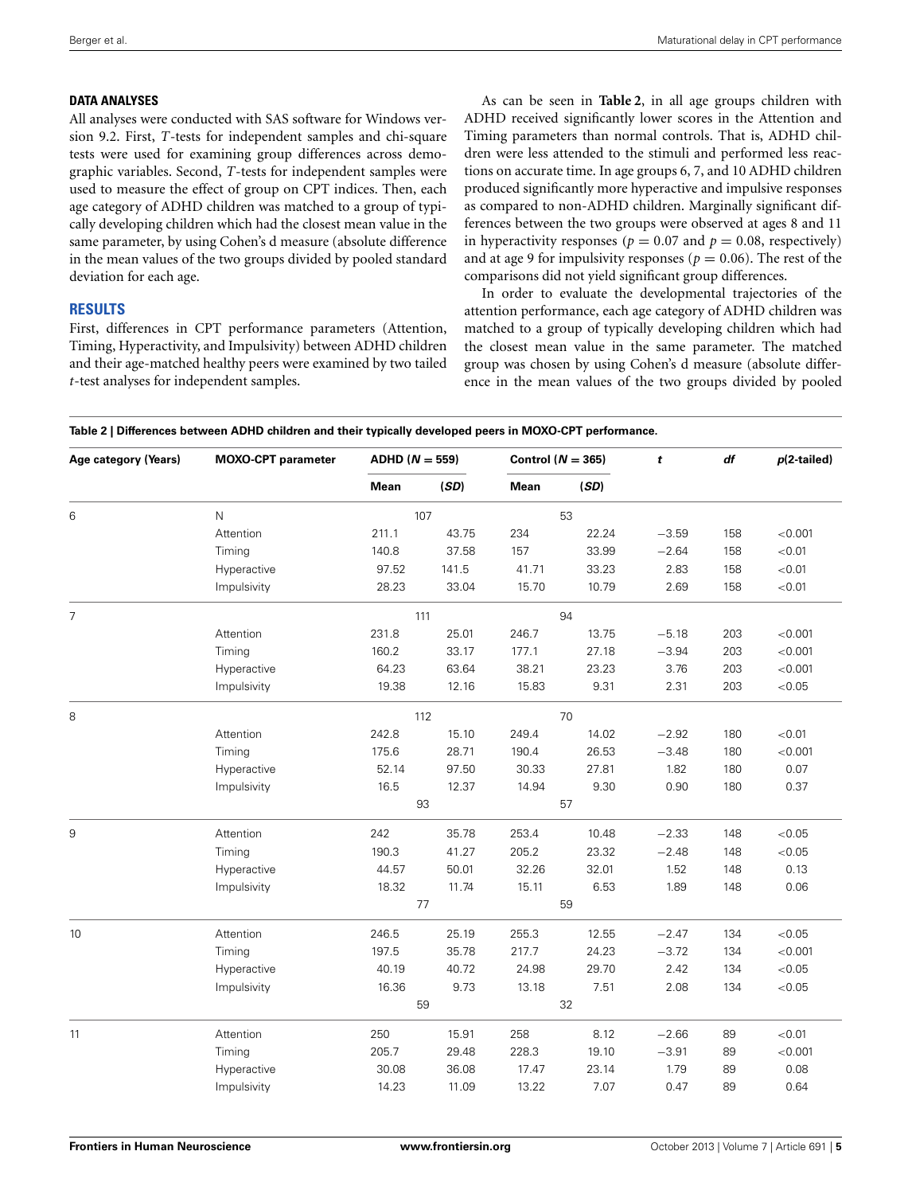### DATA ANALYSES

All analyses were conducted with SAS software for Windows version 9.2. First, *T*-tests for independent samples and chi-square tests were used for examining group differences across demographic variables. Second, *T*-tests for independent samples were used to measure the effect of group on CPT indices. Then, each age category of ADHD children was matched to a group of typically developing children which had the closest mean value in the same parameter, by using Cohen's d measure (absolute difference in the mean values of the two groups divided by pooled standard deviation for each age.

## RESULTS

First, differences in CPT performance parameters (Attention, Timing, Hyperactivity, and Impulsivity) between ADHD children and their age-matched healthy peers were examined by two tailed *t*-test analyses for independent samples.

As can be seen in **Table 2**, in all age groups children with ADHD received significantly lower scores in the Attention and Timing parameters than normal controls. That is, ADHD children were less attended to the stimuli and performed less reactions on accurate time. In age groups 6, 7, and 10 ADHD children produced significantly more hyperactive and impulsive responses as compared to non-ADHD children. Marginally significant differences between the two groups were observed at ages 8 and 11 in hyperactivity responses ($p = 0.07$ and $p = 0.08$, respectively) and at age 9 for impulsivity responses ($p = 0.06$). The rest of the comparisons did not yield significant group differences.

In order to evaluate the developmental trajectories of the attention performance, each age category of ADHD children was matched to a group of typically developing children which had the closest mean value in the same parameter. The matched group was chosen by using Cohen's d measure (absolute difference in the mean values of the two groups divided by pooled

**Table 2 | Differences between ADHD children and their typically developed peers in MOXO-CPT performance.**

| Age category (Years) | MOXO-CPT parameter | ADHD ($N = 559$) | | Control ($N = 365$) | | *t* | *df* | *p*(2-tailed) |
|---|---|---|---|---|---|---|---|---|
| | | **Mean** | ***(SD)*** | **Mean** | ***(SD)*** | | | |
| 6 | N | 107 | | 53 | | | | |
| | Attention | 211.1 | 43.75 | 234 | 22.24 | −3.59 | 158 | <0.001 |
| | Timing | 140.8 | 37.58 | 157 | 33.99 | −2.64 | 158 | <0.01 |
| | Hyperactive | 97.52 | 141.5 | 41.71 | 33.23 | 2.83 | 158 | <0.01 |
| | Impulsivity | 28.23 | 33.04 | 15.70 | 10.79 | 2.69 | 158 | <0.01 |
| 7 | | 111 | | 94 | | | | |
| | Attention | 231.8 | 25.01 | 246.7 | 13.75 | −5.18 | 203 | <0.001 |
| | Timing | 160.2 | 33.17 | 177.1 | 27.18 | −3.94 | 203 | <0.001 |
| | Hyperactive | 64.23 | 63.64 | 38.21 | 23.23 | 3.76 | 203 | <0.001 |
| | Impulsivity | 19.38 | 12.16 | 15.83 | 9.31 | 2.31 | 203 | <0.05 |
| 8 | | 112 | | 70 | | | | |
| | Attention | 242.8 | 15.10 | 249.4 | 14.02 | −2.92 | 180 | <0.01 |
| | Timing | 175.6 | 28.71 | 190.4 | 26.53 | −3.48 | 180 | <0.001 |
| | Hyperactive | 52.14 | 97.50 | 30.33 | 27.81 | 1.82 | 180 | 0.07 |
| | Impulsivity | 16.5 | 12.37 | 14.94 | 9.30 | 0.90 | 180 | 0.37 |
| | | 93 | | 57 | | | | |
| 9 | Attention | 242 | 35.78 | 253.4 | 10.48 | −2.33 | 148 | <0.05 |
| | Timing | 190.3 | 41.27 | 205.2 | 23.32 | −2.48 | 148 | <0.05 |
| | Hyperactive | 44.57 | 50.01 | 32.26 | 32.01 | 1.52 | 148 | 0.13 |
| | Impulsivity | 18.32 | 11.74 | 15.11 | 6.53 | 1.89 | 148 | 0.06 |
| | | 77 | | 59 | | | | |
| 10 | Attention | 246.5 | 25.19 | 255.3 | 12.55 | −2.47 | 134 | <0.05 |
| | Timing | 197.5 | 35.78 | 217.7 | 24.23 | −3.72 | 134 | <0.001 |
| | Hyperactive | 40.19 | 40.72 | 24.98 | 29.70 | 2.42 | 134 | <0.05 |
| | Impulsivity | 16.36 | 9.73 | 13.18 | 7.51 | 2.08 | 134 | <0.05 |
| | | 59 | | 32 | | | | |
| 11 | Attention | 250 | 15.91 | 258 | 8.12 | −2.66 | 89 | <0.01 |
| | Timing | 205.7 | 29.48 | 228.3 | 19.10 | −3.91 | 89 | <0.001 |
| | Hyperactive | 30.08 | 36.08 | 17.47 | 23.14 | 1.79 | 89 | 0.08 |
| | Impulsivity | 14.23 | 11.09 | 13.22 | 7.07 | 0.47 | 89 | 0.64 |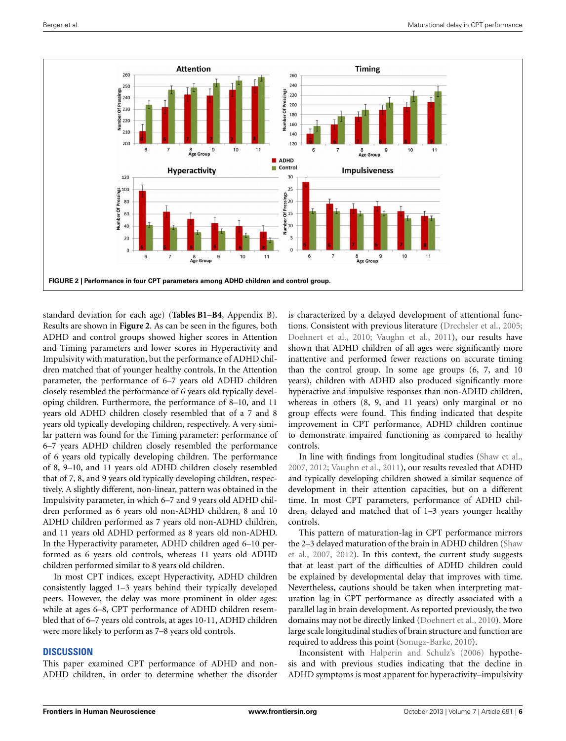FIGURE 2 | Performance in four CPT parameters among ADHD children and control group.

standard deviation for each age) (**Tables B1–B4**, Appendix B). Results are shown in **Figure 2**. As can be seen in the figures, both ADHD and control groups showed higher scores in Attention and Timing parameters and lower scores in Hyperactivity and Impulsivity with maturation, but the performance of ADHD children matched that of younger healthy controls. In the Attention parameter, the performance of 6–7 years old ADHD children closely resembled the performance of 6 years old typically developing children. Furthermore, the performance of 8–10, and 11 years old ADHD children closely resembled that of a 7 and 8 years old typically developing children, respectively. A very similar pattern was found for the Timing parameter: performance of 6–7 years ADHD children closely resembled the performance of 6 years old typically developing children. The performance of 8, 9–10, and 11 years old ADHD children closely resembled that of 7, 8, and 9 years old typically developing children, respectively. A slightly different, non-linear, pattern was obtained in the Impulsivity parameter, in which 6–7 and 9 years old ADHD children performed as 6 years old non-ADHD children, 8 and 10 ADHD children performed as 7 years old non-ADHD children, and 11 years old ADHD performed as 8 years old non-ADHD. In the Hyperactivity parameter, ADHD children aged 6–10 performed as 6 years old controls, whereas 11 years old ADHD children performed similar to 8 years old children.

In most CPT indices, except Hyperactivity, ADHD children consistently lagged 1–3 years behind their typically developed peers. However, the delay was more prominent in older ages: while at ages 6–8, CPT performance of ADHD children resembled that of 6–7 years old controls, at ages 10-11, ADHD children were more likely to perform as 7–8 years old controls.

## DISCUSSION

This paper examined CPT performance of ADHD and non-ADHD children, in order to determine whether the disorder is characterized by a delayed development of attentional functions. Consistent with previous literature (Drechsler et al., 2005; Doehnert et al., 2010; Vaughn et al., 2011), our results have shown that ADHD children of all ages were significantly more inattentive and performed fewer reactions on accurate timing than the control group. In some age groups (6, 7, and 10 years), children with ADHD also produced significantly more hyperactive and impulsive responses than non-ADHD children, whereas in others (8, 9, and 11 years) only marginal or no group effects were found. This finding indicated that despite improvement in CPT performance, ADHD children continue to demonstrate impaired functioning as compared to healthy controls.

In line with findings from longitudinal studies (Shaw et al., 2007, 2012; Vaughn et al., 2011), our results revealed that ADHD and typically developing children showed a similar sequence of development in their attention capacities, but on a different time. In most CPT parameters, performance of ADHD children, delayed and matched that of 1–3 years younger healthy controls.

This pattern of maturation-lag in CPT performance mirrors the 2–3 delayed maturation of the brain in ADHD children (Shaw et al., 2007, 2012). In this context, the current study suggests that at least part of the difficulties of ADHD children could be explained by developmental delay that improves with time. Nevertheless, cautions should be taken when interpreting maturation lag in CPT performance as directly associated with a parallel lag in brain development. As reported previously, the two domains may not be directly linked (Doehnert et al., 2010). More large scale longitudinal studies of brain structure and function are required to address this point (Sonuga-Barke, 2010).

Inconsistent with Halperin and Schulz's (2006) hypothesis and with previous studies indicating that the decline in ADHD symptoms is most apparent for hyperactivity–impulsivity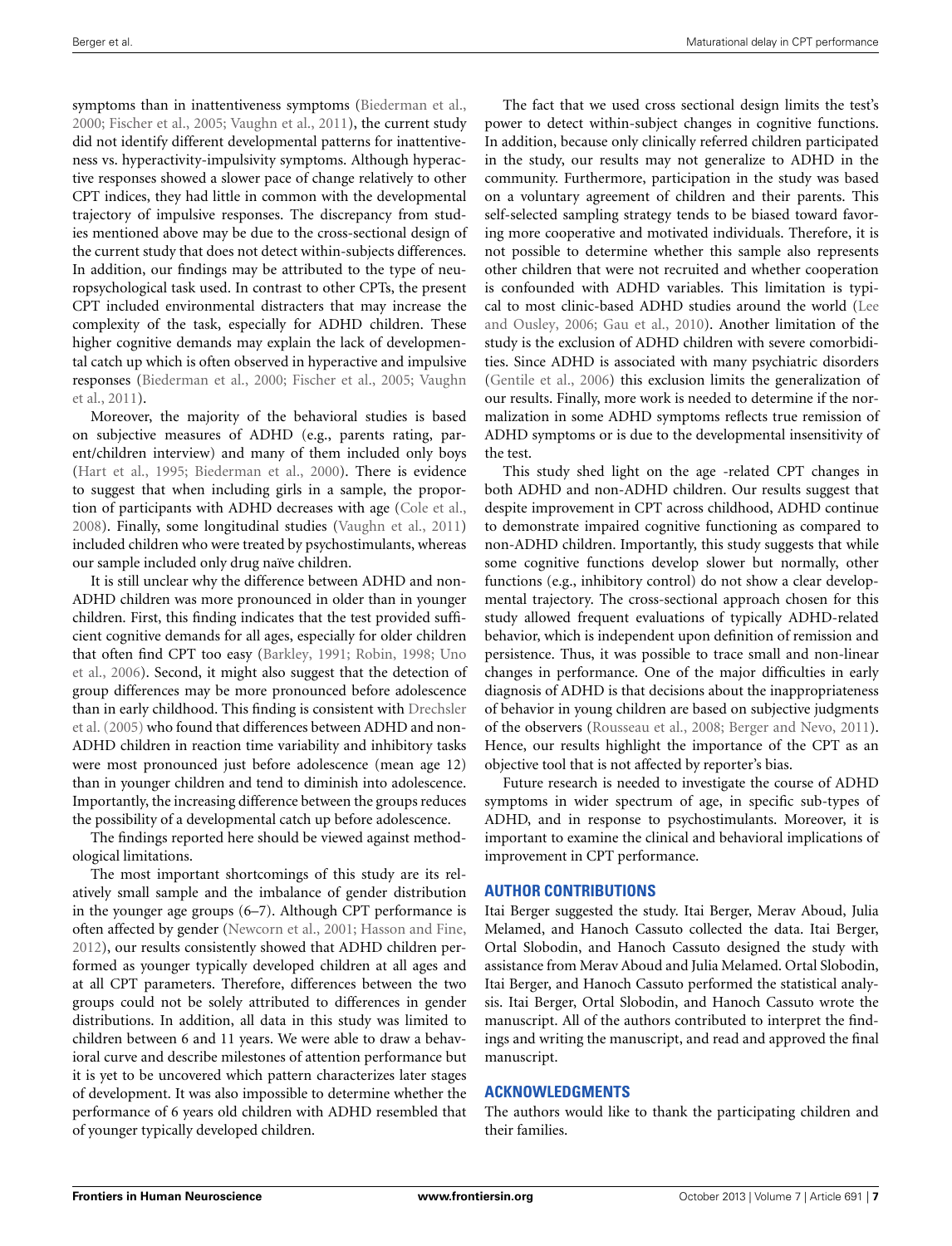symptoms than in inattentiveness symptoms (Biederman et al., 2000; Fischer et al., 2005; Vaughn et al., 2011), the current study did not identify different developmental patterns for inattentiveness vs. hyperactivity-impulsivity symptoms. Although hyperactive responses showed a slower pace of change relatively to other CPT indices, they had little in common with the developmental trajectory of impulsive responses. The discrepancy from studies mentioned above may be due to the cross-sectional design of the current study that does not detect within-subjects differences. In addition, our findings may be attributed to the type of neuropsychological task used. In contrast to other CPTs, the present CPT included environmental distracters that may increase the complexity of the task, especially for ADHD children. These higher cognitive demands may explain the lack of developmental catch up which is often observed in hyperactive and impulsive responses (Biederman et al., 2000; Fischer et al., 2005; Vaughn et al., 2011).

Moreover, the majority of the behavioral studies is based on subjective measures of ADHD (e.g., parents rating, parent/children interview) and many of them included only boys (Hart et al., 1995; Biederman et al., 2000). There is evidence to suggest that when including girls in a sample, the proportion of participants with ADHD decreases with age (Cole et al., 2008). Finally, some longitudinal studies (Vaughn et al., 2011) included children who were treated by psychostimulants, whereas our sample included only drug naïve children.

It is still unclear why the difference between ADHD and non-ADHD children was more pronounced in older than in younger children. First, this finding indicates that the test provided sufficient cognitive demands for all ages, especially for older children that often find CPT too easy (Barkley, 1991; Robin, 1998; Uno et al., 2006). Second, it might also suggest that the detection of group differences may be more pronounced before adolescence than in early childhood. This finding is consistent with Drechsler et al. (2005) who found that differences between ADHD and non-ADHD children in reaction time variability and inhibitory tasks were most pronounced just before adolescence (mean age 12) than in younger children and tend to diminish into adolescence. Importantly, the increasing difference between the groups reduces the possibility of a developmental catch up before adolescence.

The findings reported here should be viewed against methodological limitations.

The most important shortcomings of this study are its relatively small sample and the imbalance of gender distribution in the younger age groups (6–7). Although CPT performance is often affected by gender (Newcorn et al., 2001; Hasson and Fine, 2012), our results consistently showed that ADHD children performed as younger typically developed children at all ages and at all CPT parameters. Therefore, differences between the two groups could not be solely attributed to differences in gender distributions. In addition, all data in this study was limited to children between 6 and 11 years. We were able to draw a behavioral curve and describe milestones of attention performance but it is yet to be uncovered which pattern characterizes later stages of development. It was also impossible to determine whether the performance of 6 years old children with ADHD resembled that of younger typically developed children.

The fact that we used cross sectional design limits the test's power to detect within-subject changes in cognitive functions. In addition, because only clinically referred children participated in the study, our results may not generalize to ADHD in the community. Furthermore, participation in the study was based on a voluntary agreement of children and their parents. This self-selected sampling strategy tends to be biased toward favoring more cooperative and motivated individuals. Therefore, it is not possible to determine whether this sample also represents other children that were not recruited and whether cooperation is confounded with ADHD variables. This limitation is typical to most clinic-based ADHD studies around the world (Lee and Ousley, 2006; Gau et al., 2010). Another limitation of the study is the exclusion of ADHD children with severe comorbidities. Since ADHD is associated with many psychiatric disorders (Gentile et al., 2006) this exclusion limits the generalization of our results. Finally, more work is needed to determine if the normalization in some ADHD symptoms reflects true remission of ADHD symptoms or is due to the developmental insensitivity of the test.

This study shed light on the age -related CPT changes in both ADHD and non-ADHD children. Our results suggest that despite improvement in CPT across childhood, ADHD continue to demonstrate impaired cognitive functioning as compared to non-ADHD children. Importantly, this study suggests that while some cognitive functions develop slower but normally, other functions (e.g., inhibitory control) do not show a clear developmental trajectory. The cross-sectional approach chosen for this study allowed frequent evaluations of typically ADHD-related behavior, which is independent upon definition of remission and persistence. Thus, it was possible to trace small and non-linear changes in performance. One of the major difficulties in early diagnosis of ADHD is that decisions about the inappropriateness of behavior in young children are based on subjective judgments of the observers (Rousseau et al., 2008; Berger and Nevo, 2011). Hence, our results highlight the importance of the CPT as an objective tool that is not affected by reporter's bias.

Future research is needed to investigate the course of ADHD symptoms in wider spectrum of age, in specific sub-types of ADHD, and in response to psychostimulants. Moreover, it is important to examine the clinical and behavioral implications of improvement in CPT performance.

## AUTHOR CONTRIBUTIONS

Itai Berger suggested the study. Itai Berger, Merav Aboud, Julia Melamed, and Hanoch Cassuto collected the data. Itai Berger, Ortal Slobodin, and Hanoch Cassuto designed the study with assistance from Merav Aboud and Julia Melamed. Ortal Slobodin, Itai Berger, and Hanoch Cassuto performed the statistical analysis. Itai Berger, Ortal Slobodin, and Hanoch Cassuto wrote the manuscript. All of the authors contributed to interpret the findings and writing the manuscript, and read and approved the final manuscript.

## ACKNOWLEDGMENTS

The authors would like to thank the participating children and their families.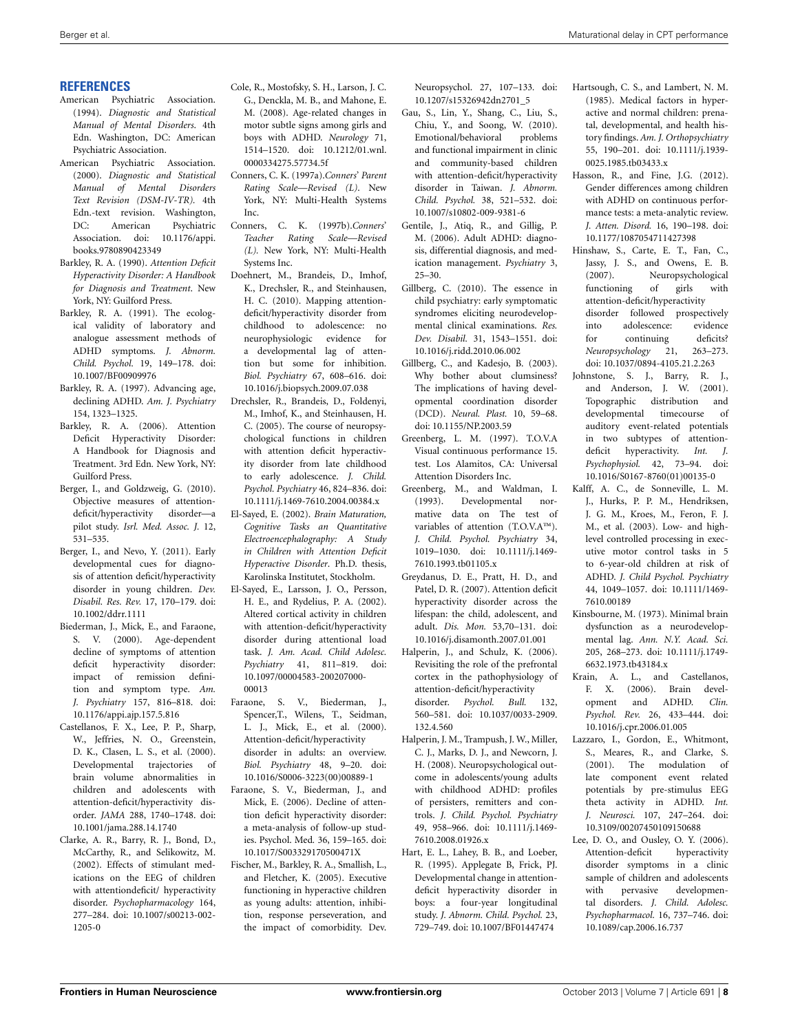## REFERENCES

American Psychiatric Association. (1994). *Diagnostic and Statistical Manual of Mental Disorders*. 4th Edn. Washington, DC: American Psychiatric Association.

American Psychiatric Association. (2000). *Diagnostic and Statistical Manual of Mental Disorders Text Revision (DSM-IV-TR)*. 4th Edn.-text revision. Washington, DC: American Psychiatric Association. doi: 10.1176/appi.books.9780890423349

Barkley, R. A. (1990). *Attention Deficit Hyperactivity Disorder: A Handbook for Diagnosis and Treatment*. New York, NY: Guilford Press.

Barkley, R. A. (1991). The ecological validity of laboratory and analogue assessment methods of ADHD symptoms. *J. Abnorm. Child. Psychol.* 19, 149–178. doi: 10.1007/BF00909976

Barkley, R. A. (1997). Advancing age, declining ADHD. *Am. J. Psychiatry* 154, 1323–1325.

Barkley, R. A. (2006). Attention Deficit Hyperactivity Disorder: A Handbook for Diagnosis and Treatment. 3rd Edn. New York, NY: Guilford Press.

Berger, I., and Goldzweig, G. (2010). Objective measures of attention-deficit/hyperactivity disorder—a pilot study. *Isrl. Med. Assoc. J.* 12, 531–535.

Berger, I., and Nevo, Y. (2011). Early developmental cues for diagnosis of attention deficit/hyperactivity disorder in young children. *Dev. Disabil. Res. Rev.* 17, 170–179. doi: 10.1002/ddrr.1111

Biederman, J., Mick, E., and Faraone, S. V. (2000). Age-dependent decline of symptoms of attention deficit hyperactivity disorder: impact of remission definition and symptom type. *Am. J. Psychiatry* 157, 816–818. doi: 10.1176/appi.ajp.157.5.816

Castellanos, F. X., Lee, P. P., Sharp, W., Jeffries, N. O., Greenstein, D. K., Clasen, L. S., et al. (2000). Developmental trajectories of brain volume abnormalities in children and adolescents with attention-deficit/hyperactivity disorder. *JAMA* 288, 1740–1748. doi: 10.1001/jama.288.14.1740

Clarke, A. R., Barry, R. J., Bond, D., McCarthy, R., and Selikowitz, M. (2002). Effects of stimulant medications on the EEG of children with attentiondeficit/ hyperactivity disorder. *Psychopharmacology* 164, 277–284. doi: 10.1007/s00213-002-1205-0

Cole, R., Mostofsky, S. H., Larson, J. C. G., Denckla, M. B., and Mahone, E. M. (2008). Age-related changes in motor subtle signs among girls and boys with ADHD. *Neurology* 71, 1514–1520. doi: 10.1212/01.wnl.0000334275.57734.5f

Conners, C. K. (1997a).*Conners' Parent Rating Scale—Revised (L)*. New York, NY: Multi-Health Systems Inc.

Conners, C. K. (1997b).*Conners' Teacher Rating Scale—Revised (L)*. New York, NY: Multi-Health Systems Inc.

Doehnert, M., Brandeis, D., Imhof, K., Drechsler, R., and Steinhausen, H. C. (2010). Mapping attention-deficit/hyperactivity disorder from childhood to adolescence: no neurophysiologic evidence for a developmental lag of attention but some for inhibition. *Biol. Psychiatry* 67, 608–616. doi: 10.1016/j.biopsych.2009.07.038

Drechsler, R., Brandeis, D., Foldenyi, M., Imhof, K., and Steinhausen, H. C. (2005). The course of neuropsychological functions in children with attention deficit hyperactivity disorder from late childhood to early adolescence. *J. Child. Psychol. Psychiatry* 46, 824–836. doi: 10.1111/j.1469-7610.2004.00384.x

El-Sayed, E. (2002). *Brain Maturation, Cognitive Tasks an Quantitative Electroencephalography: A Study in Children with Attention Deficit Hyperactive Disorder*. Ph.D. thesis, Karolinska Institutet, Stockholm.

El-Sayed, E., Larsson, J. O., Persson, H. E., and Rydelius, P. A. (2002). Altered cortical activity in children with attention-deficit/hyperactivity disorder during attentional load task. *J. Am. Acad. Child Adolesc. Psychiatry* 41, 811–819. doi: 10.1097/00004583-200207000-00013

Faraone, S. V., Biederman, J., Spencer,T., Wilens, T., Seidman, L. J., Mick, E., et al. (2000). Attention-deficit/hyperactivity disorder in adults: an overview. *Biol. Psychiatry* 48, 9–20. doi: 10.1016/S0006-3223(00)00889-1

Faraone, S. V., Biederman, J., and Mick, E. (2006). Decline of attention deficit hyperactivity disorder: a meta-analysis of follow-up studies. Psychol. Med. 36, 159–165. doi: 10.1017/S003329170500471X

Fischer, M., Barkley, R. A., Smallish, L., and Fletcher, K. (2005). Executive functioning in hyperactive children as young adults: attention, inhibition, response perseveration, and the impact of comorbidity. Dev. Neuropsychol. 27, 107–133. doi: 10.1207/s15326942dn2701_5

Gau, S., Lin, Y., Shang, C., Liu, S., Chiu, Y., and Soong, W. (2010). Emotional/behavioral problems and functional impairment in clinic and community-based children with attention-deficit/hyperactivity disorder in Taiwan. *J. Abnorm. Child. Psychol.* 38, 521–532. doi: 10.1007/s10802-009-9381-6

Gentile, J., Atiq, R., and Gillig, P. M. (2006). Adult ADHD: diagnosis, differential diagnosis, and medication management. *Psychiatry* 3, 25–30.

Gillberg, C. (2010). The essence in child psychiatry: early symptomatic syndromes eliciting neurodevelopmental clinical examinations. *Res. Dev. Disabil.* 31, 1543–1551. doi: 10.1016/j.ridd.2010.06.002

Gillberg, C., and Kadesjo, B. (2003). Why bother about clumsiness? The implications of having developmental coordination disorder (DCD). *Neural. Plast.* 10, 59–68. doi: 10.1155/NP.2003.59

Greenberg, L. M. (1997). T.O.V.A Visual continuous performance 15. test. Los Alamitos, CA: Universal Attention Disorders Inc.

Greenberg, M., and Waldman, I. (1993). Developmental normative data on The test of variables of attention (T.O.V.A™). *J. Child. Psychol. Psychiatry* 34, 1019–1030. doi: 10.1111/j.1469-7610.1993.tb01105.x

Greydanus, D. E., Pratt, H. D., and Patel, D. R. (2007). Attention deficit hyperactivity disorder across the lifespan: the child, adolescent, and adult. *Dis. Mon.* 53,70–131. doi: 10.1016/j.disamonth.2007.01.001

Halperin, J., and Schulz, K. (2006). Revisiting the role of the prefrontal cortex in the pathophysiology of attention-deficit/hyperactivity disorder. *Psychol. Bull.* 132, 560–581. doi: 10.1037/0033-2909.132.4.560

Halperin, J. M., Trampush, J. W., Miller, C. J., Marks, D. J., and Newcorn, J. H. (2008). Neuropsychological outcome in adolescents/young adults with childhood ADHD: profiles of persisters, remitters and controls. *J. Child. Psychol. Psychiatry* 49, 958–966. doi: 10.1111/j.1469-7610.2008.01926.x

Hart, E. L., Lahey, B. B., and Loeber, R. (1995). Applegate B, Frick, PJ. Developmental change in attention-deficit hyperactivity disorder in boys: a four-year longitudinal study. *J. Abnorm. Child. Psychol.* 23, 729–749. doi: 10.1007/BF01447474

Hartsough, C. S., and Lambert, N. M. (1985). Medical factors in hyperactive and normal children: prenatal, developmental, and health history findings. *Am. J. Orthopsychiatry* 55, 190–201. doi: 10.1111/j.1939-0025.1985.tb03433.x

Hasson, R., and Fine, J.G. (2012). Gender differences among children with ADHD on continuous performance tests: a meta-analytic review. *J. Atten. Disord.* 16, 190–198. doi: 10.1177/1087054711427398

Hinshaw, S., Carte, E. T., Fan, C., Jassy, J. S., and Owens, E. B. (2007). Neuropsychological functioning of girls with attention-deficit/hyperactivity disorder followed prospectively into adolescence: evidence for continuing deficits? *Neuropsychology* 21, 263–273. doi: 10.1037/0894-4105.21.2.263

Johnstone, S. J., Barry, R. J., and Anderson, J. W. (2001). Topographic distribution and developmental timecourse of auditory event-related potentials in two subtypes of attention-deficit hyperactivity. *Int. J. Psychophysiol.* 42, 73–94. doi: 10.1016/S0167-8760(01)00135-0

Kalff, A. C., de Sonneville, L. M. J., Hurks, P. P. M., Hendriksen, J. G. M., Kroes, M., Feron, F. J. M., et al. (2003). Low- and high-level controlled processing in executive motor control tasks in 5 to 6-year-old children at risk of ADHD. *J. Child Psychol. Psychiatry* 44, 1049–1057. doi: 10.1111/1469-7610.00189

Kinsbourne, M. (1973). Minimal brain dysfunction as a neurodevelopmental lag. *Ann. N.Y. Acad. Sci.* 205, 268–273. doi: 10.1111/j.1749-6632.1973.tb43184.x

Krain, A. L., and Castellanos, F. X. (2006). Brain development and ADHD. *Clin. Psychol. Rev.* 26, 433–444. doi: 10.1016/j.cpr.2006.01.005

Lazzaro, I., Gordon, E., Whitmont, S., Meares, R., and Clarke, S. (2001). The modulation of late component event related potentials by pre-stimulus EEG theta activity in ADHD. *Int. J. Neurosci.* 107, 247–264. doi: 10.3109/00207450109150688

Lee, D. O., and Ousley, O. Y. (2006). Attention-deficit hyperactivity disorder symptoms in a clinic sample of children and adolescents with pervasive developmental disorders. *J. Child. Adolesc. Psychopharmacol.* 16, 737–746. doi: 10.1089/cap.2006.16.737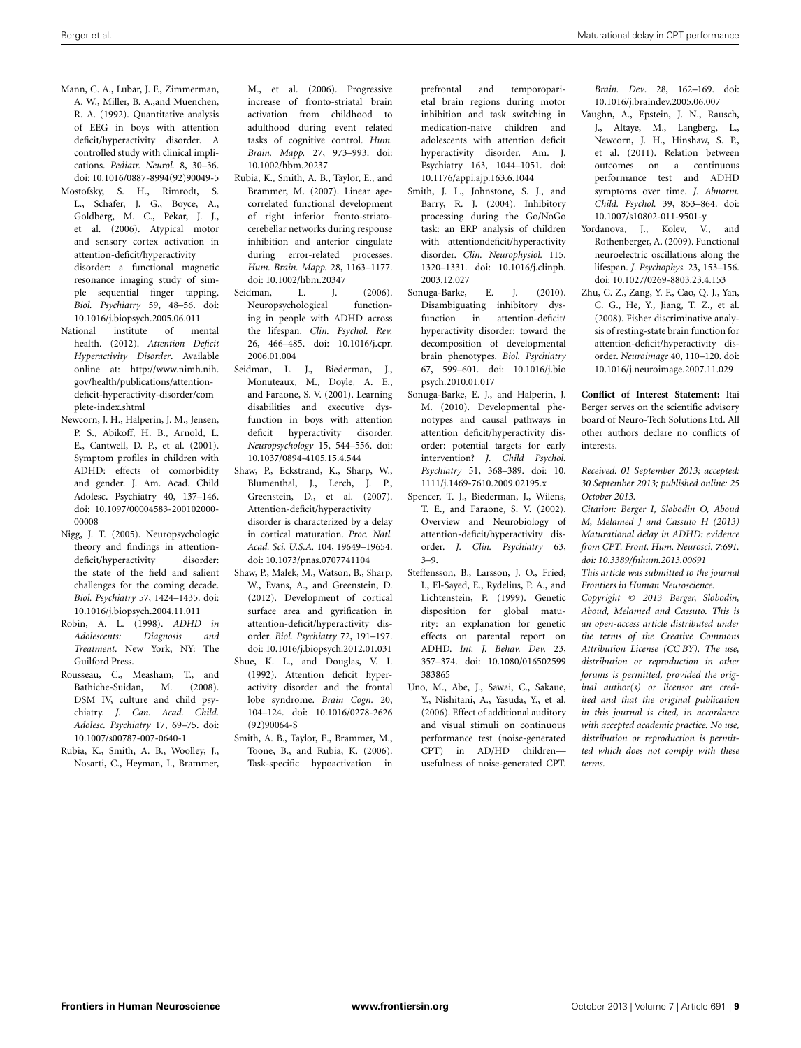Mann, C. A., Lubar, J. F., Zimmerman, A. W., Miller, B. A.,and Muenchen, R. A. (1992). Quantitative analysis of EEG in boys with attention deficit/hyperactivity disorder. A controlled study with clinical implications. *Pediatr. Neurol.* 8, 30–36. doi: 10.1016/0887-8994(92)90049-5

Mostofsky, S. H., Rimrodt, S. L., Schafer, J. G., Boyce, A., Goldberg, M. C., Pekar, J. J., et al. (2006). Atypical motor and sensory cortex activation in attention-deficit/hyperactivity disorder: a functional magnetic resonance imaging study of simple sequential finger tapping. *Biol. Psychiatry* 59, 48–56. doi: 10.1016/j.biopsych.2005.06.011

National institute of mental health. (2012). *Attention Deficit Hyperactivity Disorder*. Available online at: http://www.nimh.nih.gov/health/publications/attention-deficit-hyperactivity-disorder/complete-index.shtml

Newcorn, J. H., Halperin, J. M., Jensen, P. S., Abikoff, H. B., Arnold, L. E., Cantwell, D. P., et al. (2001). Symptom profiles in children with ADHD: effects of comorbidity and gender. J. Am. Acad. Child Adolesc. Psychiatry 40, 137–146. doi: 10.1097/00004583-200102000-00008

Nigg, J. T. (2005). Neuropsychologic theory and findings in attention-deficit/hyperactivity disorder: the state of the field and salient challenges for the coming decade. *Biol. Psychiatry* 57, 1424–1435. doi: 10.1016/j.biopsych.2004.11.011

Robin, A. L. (1998). *ADHD in Adolescents: Diagnosis and Treatment*. New York, NY: The Guilford Press.

Rousseau, C., Measham, T., and Bathiche-Suidan, M. (2008). DSM IV, culture and child psychiatry. *J. Can. Acad. Child. Adolesc. Psychiatry* 17, 69–75. doi: 10.1007/s00787-007-0640-1

Rubia, K., Smith, A. B., Woolley, J., Nosarti, C., Heyman, I., Brammer, M., et al. (2006). Progressive increase of fronto-striatal brain activation from childhood to adulthood during event related tasks of cognitive control. *Hum. Brain. Mapp.* 27, 973–993. doi: 10.1002/hbm.20237

Rubia, K., Smith, A. B., Taylor, E., and Brammer, M. (2007). Linear age-correlated functional development of right inferior fronto-striato-cerebellar networks during response inhibition and anterior cingulate during error-related processes. *Hum. Brain. Mapp.* 28, 1163–1177. doi: 10.1002/hbm.20347

Seidman, L. J. (2006). Neuropsychological functioning in people with ADHD across the lifespan. *Clin. Psychol. Rev.* 26, 466–485. doi: 10.1016/j.cpr.2006.01.004

Seidman, L. J., Biederman, J., Monuteaux, M., Doyle, A. E., and Faraone, S. V. (2001). Learning disabilities and executive dysfunction in boys with attention deficit hyperactivity disorder. *Neuropsychology* 15, 544–556. doi: 10.1037/0894-4105.15.4.544

Shaw, P., Eckstrand, K., Sharp, W., Blumenthal, J., Lerch, J. P., Greenstein, D., et al. (2007). Attention-deficit/hyperactivity disorder is characterized by a delay in cortical maturation. *Proc. Natl. Acad. Sci. U.S.A.* 104, 19649–19654. doi: 10.1073/pnas.0707741104

Shaw, P., Malek, M., Watson, B., Sharp, W., Evans, A., and Greenstein, D. (2012). Development of cortical surface area and gyrification in attention-deficit/hyperactivity disorder. *Biol. Psychiatry* 72, 191–197. doi: 10.1016/j.biopsych.2012.01.031

Shue, K. L., and Douglas, V. I. (1992). Attention deficit hyperactivity disorder and the frontal lobe syndrome. *Brain Cogn.* 20, 104–124. doi: 10.1016/0278-2626(92)90064-S

Smith, A. B., Taylor, E., Brammer, M., Toone, B., and Rubia, K. (2006). Task-specific hypoactivation in prefrontal and temporoparietal brain regions during motor inhibition and task switching in medication-naive children and adolescents with attention deficit hyperactivity disorder. Am. J. Psychiatry 163, 1044–1051. doi: 10.1176/appi.ajp.163.6.1044

Smith, J. L., Johnstone, S. J., and Barry, R. J. (2004). Inhibitory processing during the Go/NoGo task: an ERP analysis of children with attentiondeficit/hyperactivity disorder. *Clin. Neurophysiol.* 115. 1320–1331. doi: 10.1016/j.clinph.2003.12.027

Sonuga-Barke, E. J. (2010). Disambiguating inhibitory dysfunction in attention-deficit/hyperactivity disorder: toward the decomposition of developmental brain phenotypes. *Biol. Psychiatry* 67, 599–601. doi: 10.1016/j.biopsych.2010.01.017

Sonuga-Barke, E. J., and Halperin, J. M. (2010). Developmental phenotypes and causal pathways in attention deficit/hyperactivity disorder: potential targets for early intervention? *J. Child Psychol. Psychiatry* 51, 368–389. doi: 10.1111/j.1469-7610.2009.02195.x

Spencer, T. J., Biederman, J., Wilens, T. E., and Faraone, S. V. (2002). Overview and Neurobiology of attention-deficit/hyperactivity disorder. *J. Clin. Psychiatry* 63, 3–9.

Steffensson, B., Larsson, J. O., Fried, I., El-Sayed, E., Rydelius, P. A., and Lichtenstein, P. (1999). Genetic disposition for global maturity: an explanation for genetic effects on parental report on ADHD. *Int. J. Behav. Dev.* 23, 357–374. doi: 10.1080/016502599383865

Uno, M., Abe, J., Sawai, C., Sakaue, Y., Nishitani, A., Yasuda, Y., et al. (2006). Effect of additional auditory and visual stimuli on continuous performance test (noise-generated CPT) in AD/HD children—usefulness of noise-generated CPT. *Brain. Dev*. 28, 162–169. doi: 10.1016/j.braindev.2005.06.007

Vaughn, A., Epstein, J. N., Rausch, J., Altaye, M., Langberg, L., Newcorn, J. H., Hinshaw, S. P., et al. (2011). Relation between outcomes on a continuous performance test and ADHD symptoms over time. *J. Abnorm. Child. Psychol.* 39, 853–864. doi: 10.1007/s10802-011-9501-y

Yordanova, J., Kolev, V., and Rothenberger, A. (2009). Functional neuroelectric oscillations along the lifespan. *J. Psychophys.* 23, 153–156. doi: 10.1027/0269-8803.23.4.153

Zhu, C. Z., Zang, Y. F., Cao, Q. J., Yan, C. G., He, Y., Jiang, T. Z., et al. (2008). Fisher discriminative analysis of resting-state brain function for attention-deficit/hyperactivity disorder. *Neuroimage* 40, 110–120. doi: 10.1016/j.neuroimage.2007.11.029

**Conflict of Interest Statement:** Itai Berger serves on the scientific advisory board of Neuro-Tech Solutions Ltd. All other authors declare no conflicts of interests.

*Received: 01 September 2013; accepted: 30 September 2013; published online: 25 October 2013.*

*Citation: Berger I, Slobodin O, Aboud M, Melamed J and Cassuto H (2013) Maturational delay in ADHD: evidence from CPT. Front. Hum. Neurosci. **7**:691. doi: 10.3389/fnhum.2013.00691*

*This article was submitted to the journal Frontiers in Human Neuroscience.*

*Copyright © 2013 Berger, Slobodin, Aboud, Melamed and Cassuto. This is an open-access article distributed under the terms of the Creative Commons Attribution License (CC BY). The use, distribution or reproduction in other forums is permitted, provided the original author(s) or licensor are credited and that the original publication in this journal is cited, in accordance with accepted academic practice. No use, distribution or reproduction is permitted which does not comply with these terms.*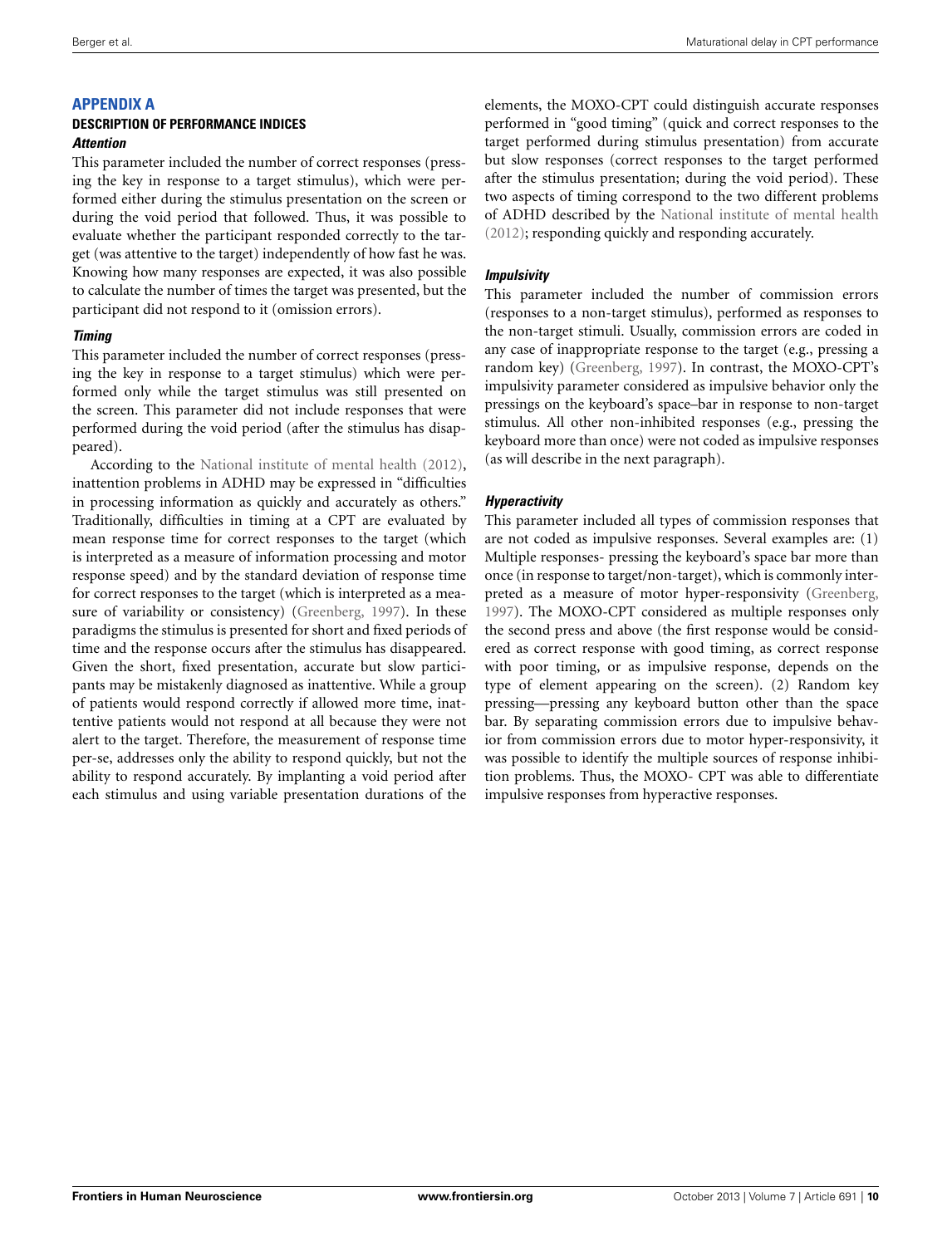## APPENDIX A

### DESCRIPTION OF PERFORMANCE INDICES

#### *Attention*

This parameter included the number of correct responses (pressing the key in response to a target stimulus), which were performed either during the stimulus presentation on the screen or during the void period that followed. Thus, it was possible to evaluate whether the participant responded correctly to the target (was attentive to the target) independently of how fast he was. Knowing how many responses are expected, it was also possible to calculate the number of times the target was presented, but the participant did not respond to it (omission errors).

#### *Timing*

This parameter included the number of correct responses (pressing the key in response to a target stimulus) which were performed only while the target stimulus was still presented on the screen. This parameter did not include responses that were performed during the void period (after the stimulus has disappeared).

According to the National institute of mental health (2012), inattention problems in ADHD may be expressed in "difficulties in processing information as quickly and accurately as others." Traditionally, difficulties in timing at a CPT are evaluated by mean response time for correct responses to the target (which is interpreted as a measure of information processing and motor response speed) and by the standard deviation of response time for correct responses to the target (which is interpreted as a measure of variability or consistency) (Greenberg, 1997). In these paradigms the stimulus is presented for short and fixed periods of time and the response occurs after the stimulus has disappeared. Given the short, fixed presentation, accurate but slow participants may be mistakenly diagnosed as inattentive. While a group of patients would respond correctly if allowed more time, inattentive patients would not respond at all because they were not alert to the target. Therefore, the measurement of response time per-se, addresses only the ability to respond quickly, but not the ability to respond accurately. By implanting a void period after each stimulus and using variable presentation durations of the elements, the MOXO-CPT could distinguish accurate responses performed in "good timing" (quick and correct responses to the target performed during stimulus presentation) from accurate but slow responses (correct responses to the target performed after the stimulus presentation; during the void period). These two aspects of timing correspond to the two different problems of ADHD described by the National institute of mental health (2012); responding quickly and responding accurately.

#### *Impulsivity*

This parameter included the number of commission errors (responses to a non-target stimulus), performed as responses to the non-target stimuli. Usually, commission errors are coded in any case of inappropriate response to the target (e.g., pressing a random key) (Greenberg, 1997). In contrast, the MOXO-CPT's impulsivity parameter considered as impulsive behavior only the pressings on the keyboard's space–bar in response to non-target stimulus. All other non-inhibited responses (e.g., pressing the keyboard more than once) were not coded as impulsive responses (as will describe in the next paragraph).

#### *Hyperactivity*

This parameter included all types of commission responses that are not coded as impulsive responses. Several examples are: (1) Multiple responses- pressing the keyboard's space bar more than once (in response to target/non-target), which is commonly interpreted as a measure of motor hyper-responsivity (Greenberg, 1997). The MOXO-CPT considered as multiple responses only the second press and above (the first response would be considered as correct response with good timing, as correct response with poor timing, or as impulsive response, depends on the type of element appearing on the screen). (2) Random key pressing—pressing any keyboard button other than the space bar. By separating commission errors due to impulsive behavior from commission errors due to motor hyper-responsivity, it was possible to identify the multiple sources of response inhibition problems. Thus, the MOXO- CPT was able to differentiate impulsive responses from hyperactive responses.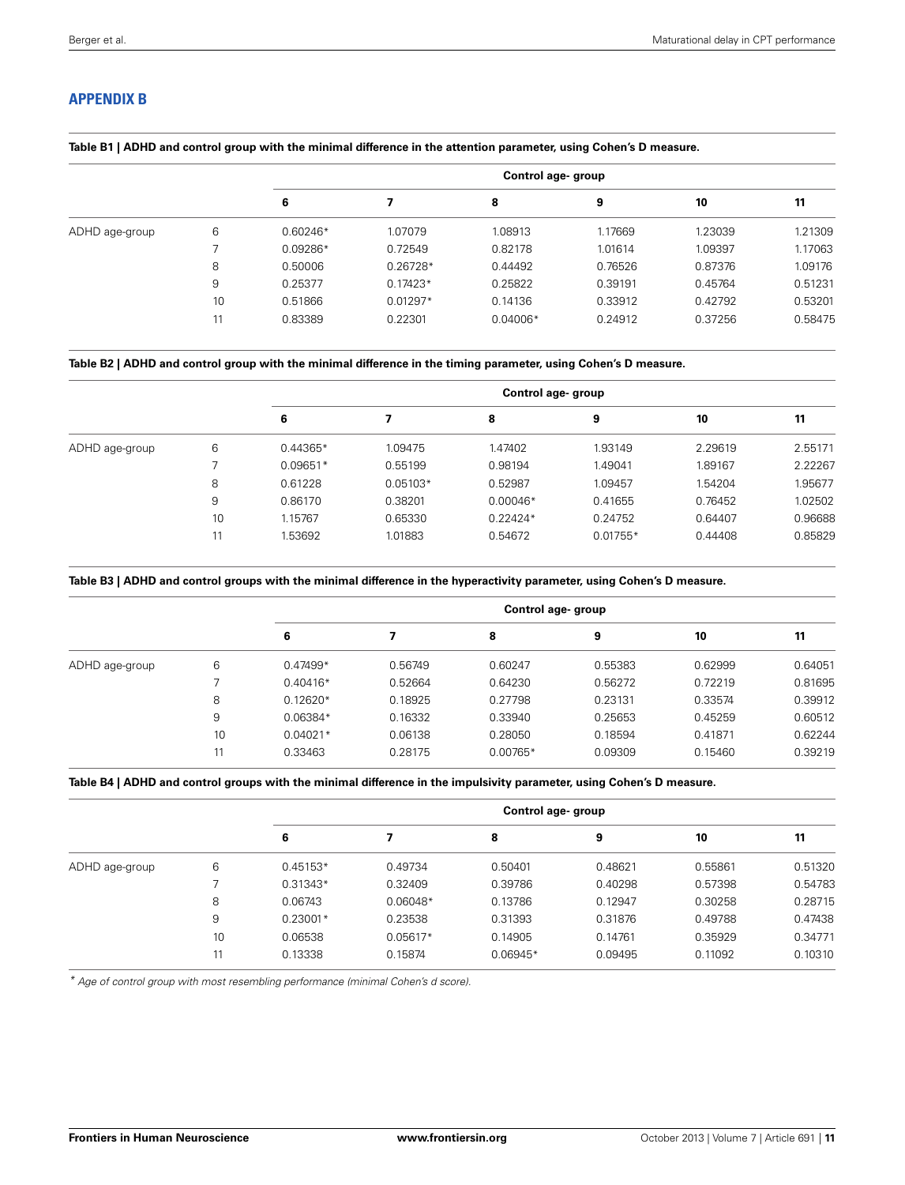## APPENDIX B

**Table B1 | ADHD and control group with the minimal difference in the attention parameter, using Cohen's D measure.**

| | | Control age- group | | | | | |
|---|---|---|---|---|---|---|---|
| | | **6** | **7** | **8** | **9** | **10** | **11** |
| ADHD age-group | 6 | 0.60246* | 1.07079 | 1.08913 | 1.17669 | 1.23039 | 1.21309 |
| | 7 | 0.09286* | 0.72549 | 0.82178 | 1.01614 | 1.09397 | 1.17063 |
| | 8 | 0.50006 | 0.26728* | 0.44492 | 0.76526 | 0.87376 | 1.09176 |
| | 9 | 0.25377 | 0.17423* | 0.25822 | 0.39191 | 0.45764 | 0.51231 |
| | 10 | 0.51866 | 0.01297* | 0.14136 | 0.33912 | 0.42792 | 0.53201 |
| | 11 | 0.83389 | 0.22301 | 0.04006* | 0.24912 | 0.37256 | 0.58475 |

**Table B2 | ADHD and control group with the minimal difference in the timing parameter, using Cohen's D measure.**

| | | Control age- group | | | | | |
|---|---|---|---|---|---|---|---|
| | | **6** | **7** | **8** | **9** | **10** | **11** |
| ADHD age-group | 6 | 0.44365* | 1.09475 | 1.47402 | 1.93149 | 2.29619 | 2.55171 |
| | 7 | 0.09651* | 0.55199 | 0.98194 | 1.49041 | 1.89167 | 2.22267 |
| | 8 | 0.61228 | 0.05103* | 0.52987 | 1.09457 | 1.54204 | 1.95677 |
| | 9 | 0.86170 | 0.38201 | 0.00046* | 0.41655 | 0.76452 | 1.02502 |
| | 10 | 1.15767 | 0.65330 | 0.22424* | 0.24752 | 0.64407 | 0.96688 |
| | 11 | 1.53692 | 1.01883 | 0.54672 | 0.01755* | 0.44408 | 0.85829 |

**Table B3 | ADHD and control groups with the minimal difference in the hyperactivity parameter, using Cohen's D measure.**

| | | Control age- group | | | | | |
|---|---|---|---|---|---|---|---|
| | | **6** | **7** | **8** | **9** | **10** | **11** |
| ADHD age-group | 6 | 0.47499* | 0.56749 | 0.60247 | 0.55383 | 0.62999 | 0.64051 |
| | 7 | 0.40416* | 0.52664 | 0.64230 | 0.56272 | 0.72219 | 0.81695 |
| | 8 | 0.12620* | 0.18925 | 0.27798 | 0.23131 | 0.33574 | 0.39912 |
| | 9 | 0.06384* | 0.16332 | 0.33940 | 0.25653 | 0.45259 | 0.60512 |
| | 10 | 0.04021* | 0.06138 | 0.28050 | 0.18594 | 0.41871 | 0.62244 |
| | 11 | 0.33463 | 0.28175 | 0.00765* | 0.09309 | 0.15460 | 0.39219 |

**Table B4 | ADHD and control groups with the minimal difference in the impulsivity parameter, using Cohen's D measure.**

| | | Control age- group | | | | | |
|---|---|---|---|---|---|---|---|
| | | **6** | **7** | **8** | **9** | **10** | **11** |
| ADHD age-group | 6 | 0.45153* | 0.49734 | 0.50401 | 0.48621 | 0.55861 | 0.51320 |
| | 7 | 0.31343* | 0.32409 | 0.39786 | 0.40298 | 0.57398 | 0.54783 |
| | 8 | 0.06743 | 0.06048* | 0.13786 | 0.12947 | 0.30258 | 0.28715 |
| | 9 | 0.23001* | 0.23538 | 0.31393 | 0.31876 | 0.49788 | 0.47438 |
| | 10 | 0.06538 | 0.05617* | 0.14905 | 0.14761 | 0.35929 | 0.34771 |
| | 11 | 0.13338 | 0.15874 | 0.06945* | 0.09495 | 0.11092 | 0.10310 |

*\* Age of control group with most resembling performance (minimal Cohen's d score).*